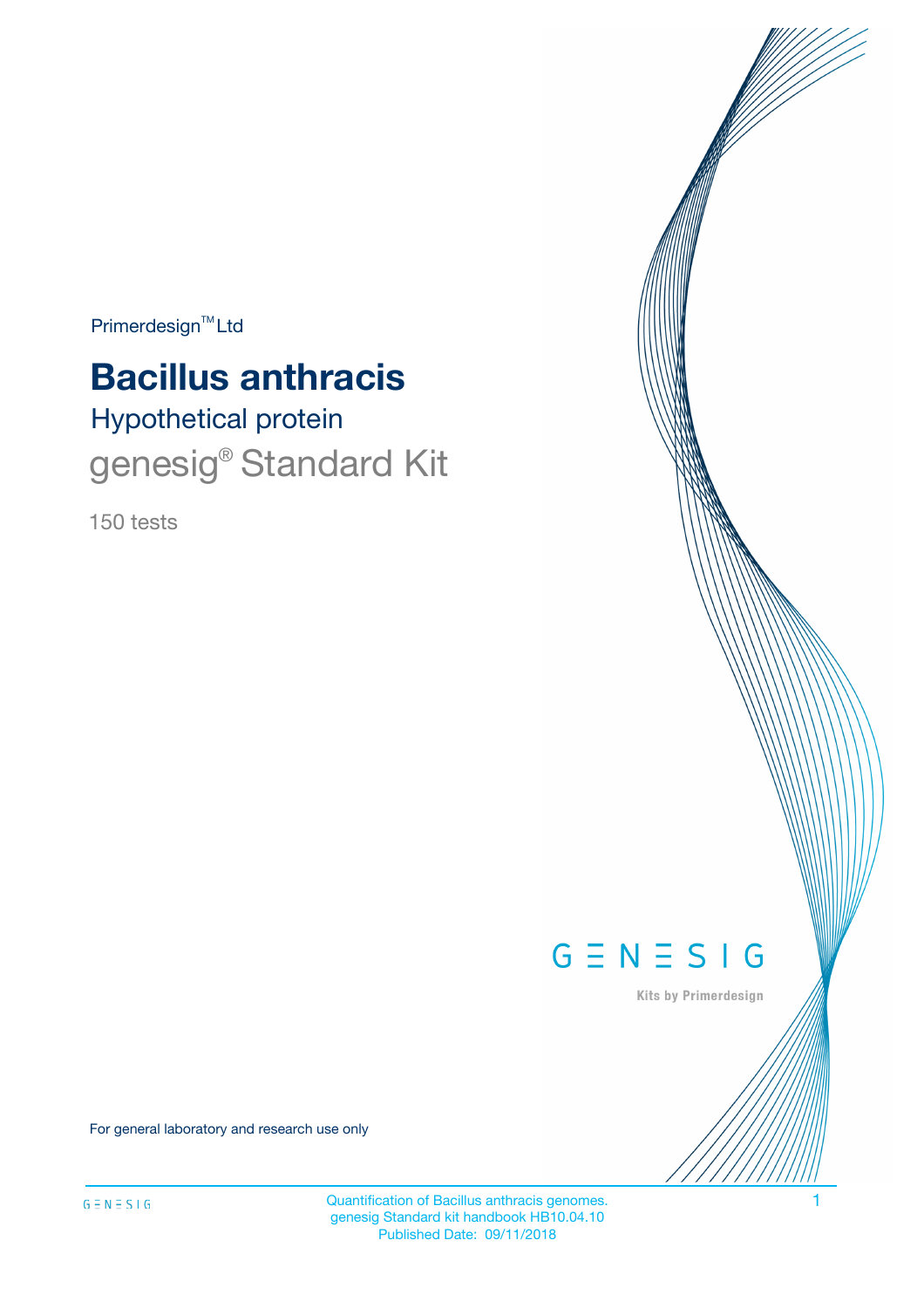Primerdesign™ Ltd

# Bacillus anthracis

## Hypothetical protein

genesig® Standard Kit

150 tests

GENESIG

Kits by Primerdesign

For general laboratory and research use only

Quantification of Bacillus anthracis genomes.
genesig Standard kit handbook HB10.04.10
Published Date: 09/11/2018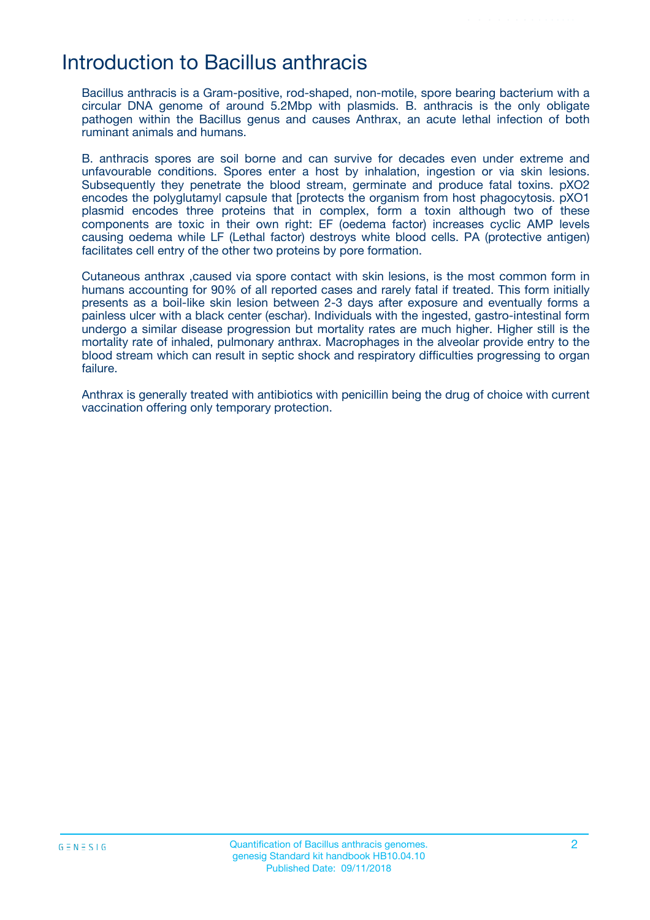# Introduction to Bacillus anthracis

Bacillus anthracis is a Gram-positive, rod-shaped, non-motile, spore bearing bacterium with a circular DNA genome of around 5.2Mbp with plasmids. B. anthracis is the only obligate pathogen within the Bacillus genus and causes Anthrax, an acute lethal infection of both ruminant animals and humans.

B. anthracis spores are soil borne and can survive for decades even under extreme and unfavourable conditions. Spores enter a host by inhalation, ingestion or via skin lesions. Subsequently they penetrate the blood stream, germinate and produce fatal toxins. pXO2 encodes the polyglutamyl capsule that [protects the organism from host phagocytosis. pXO1 plasmid encodes three proteins that in complex, form a toxin although two of these components are toxic in their own right: EF (oedema factor) increases cyclic AMP levels causing oedema while LF (Lethal factor) destroys white blood cells. PA (protective antigen) facilitates cell entry of the other two proteins by pore formation.

Cutaneous anthrax ,caused via spore contact with skin lesions, is the most common form in humans accounting for 90% of all reported cases and rarely fatal if treated. This form initially presents as a boil-like skin lesion between 2-3 days after exposure and eventually forms a painless ulcer with a black center (eschar). Individuals with the ingested, gastro-intestinal form undergo a similar disease progression but mortality rates are much higher. Higher still is the mortality rate of inhaled, pulmonary anthrax. Macrophages in the alveolar provide entry to the blood stream which can result in septic shock and respiratory difficulties progressing to organ failure.

Anthrax is generally treated with antibiotics with penicillin being the drug of choice with current vaccination offering only temporary protection.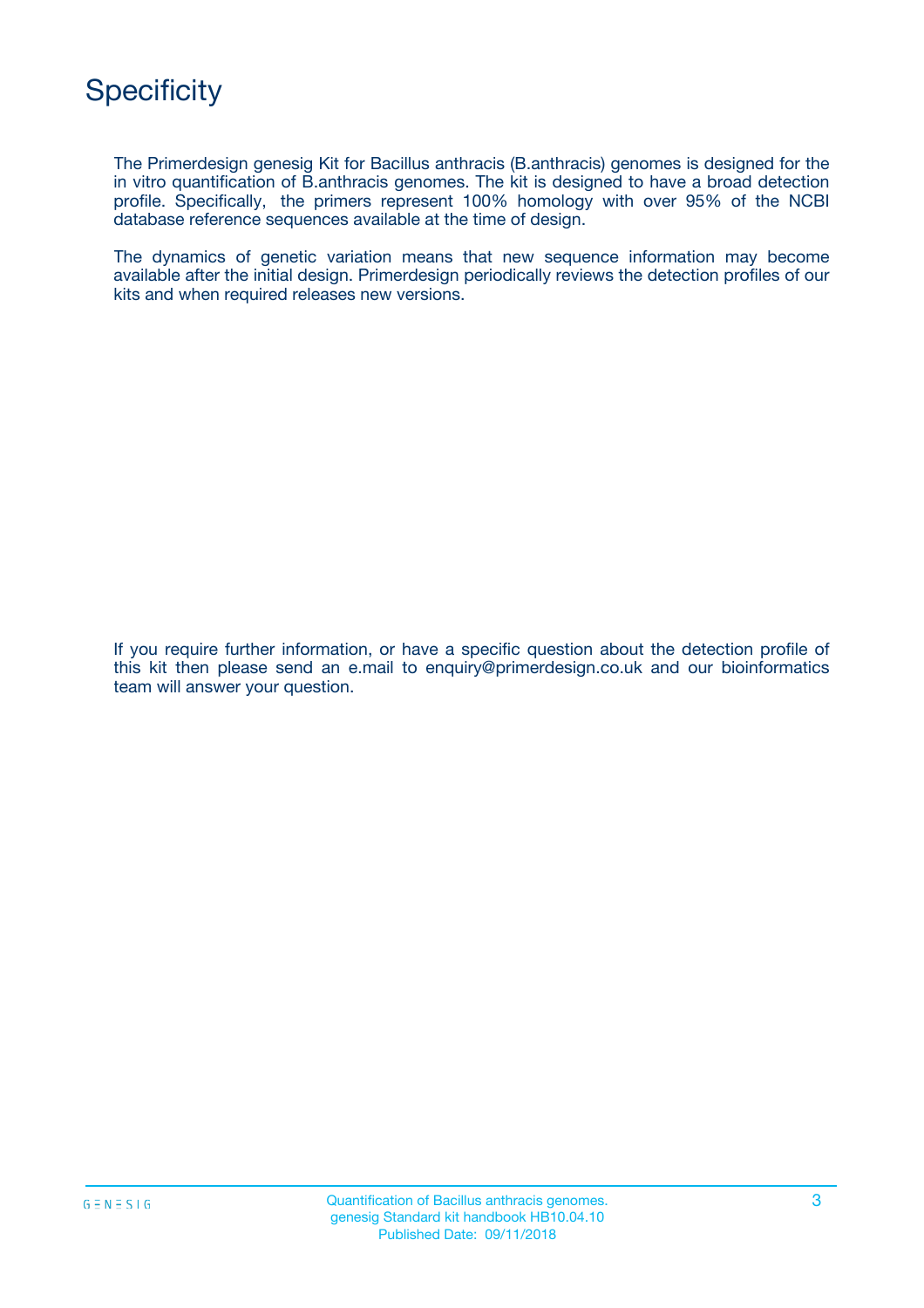# Specificity

The Primerdesign genesig Kit for Bacillus anthracis (B.anthracis) genomes is designed for the in vitro quantification of B.anthracis genomes. The kit is designed to have a broad detection profile. Specifically, the primers represent 100% homology with over 95% of the NCBI database reference sequences available at the time of design.

The dynamics of genetic variation means that new sequence information may become available after the initial design. Primerdesign periodically reviews the detection profiles of our kits and when required releases new versions.

If you require further information, or have a specific question about the detection profile of this kit then please send an e.mail to enquiry@primerdesign.co.uk and our bioinformatics team will answer your question.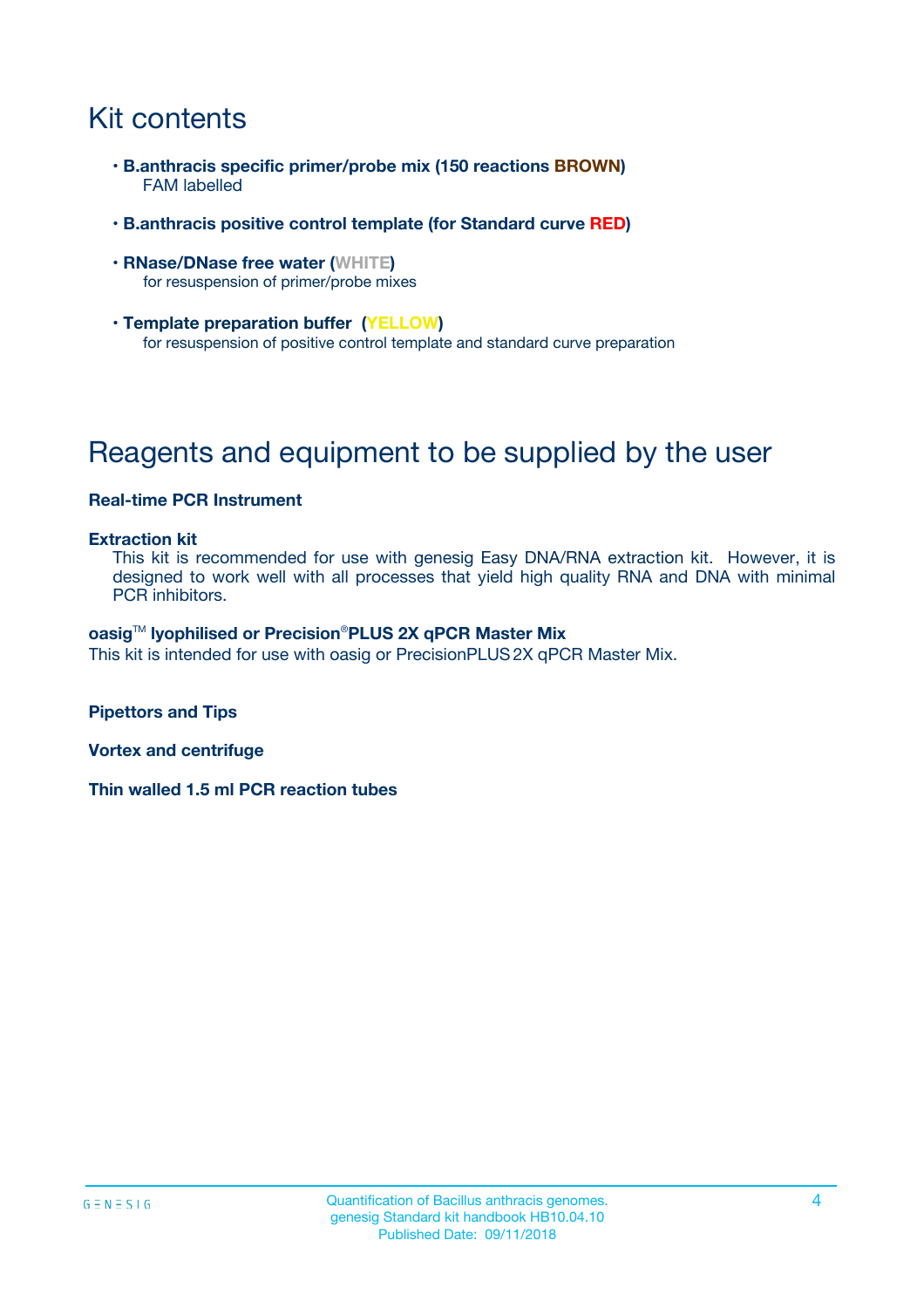# Kit contents

- **B.anthracis specific primer/probe mix (150 reactions BROWN)**
  FAM labelled
- **B.anthracis positive control template (for Standard curve RED)**
- **RNase/DNase free water (WHITE)**
  for resuspension of primer/probe mixes
- **Template preparation buffer (YELLOW)**
  for resuspension of positive control template and standard curve preparation

# Reagents and equipment to be supplied by the user

**Real-time PCR Instrument**

**Extraction kit**

This kit is recommended for use with genesig Easy DNA/RNA extraction kit. However, it is designed to work well with all processes that yield high quality RNA and DNA with minimal PCR inhibitors.

**oasig™ lyophilised or Precision®PLUS 2X qPCR Master Mix**

This kit is intended for use with oasig or PrecisionPLUS 2X qPCR Master Mix.

**Pipettors and Tips**

**Vortex and centrifuge**

**Thin walled 1.5 ml PCR reaction tubes**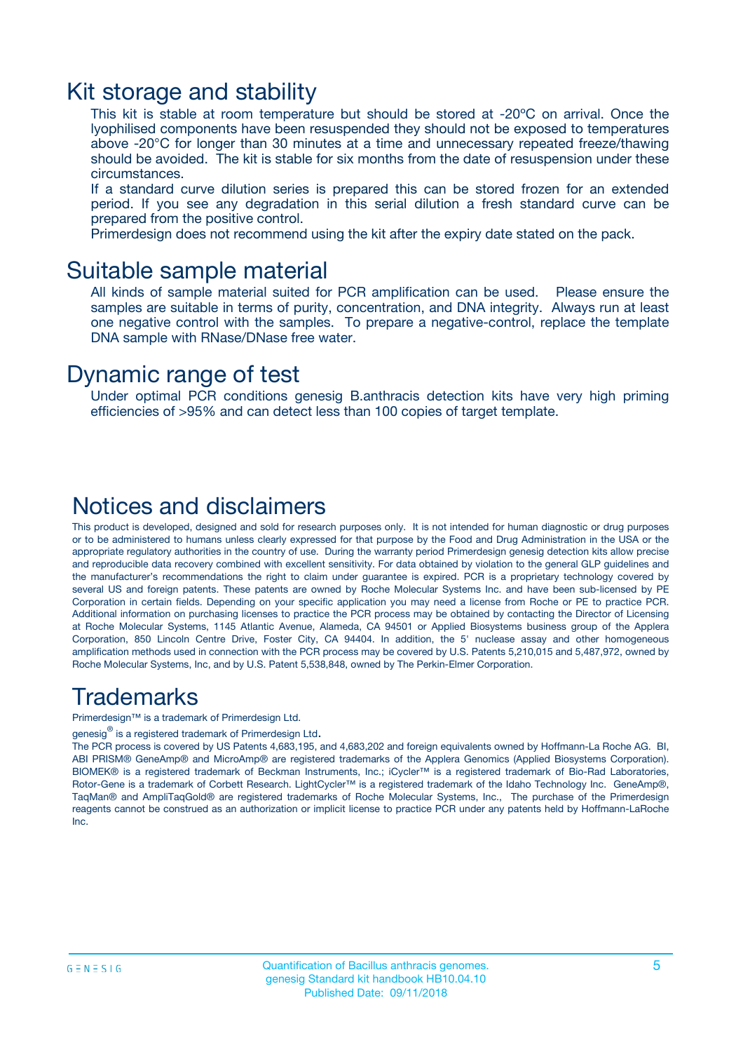# Kit storage and stability

This kit is stable at room temperature but should be stored at -20ºC on arrival. Once the lyophilised components have been resuspended they should not be exposed to temperatures above -20°C for longer than 30 minutes at a time and unnecessary repeated freeze/thawing should be avoided. The kit is stable for six months from the date of resuspension under these circumstances.

If a standard curve dilution series is prepared this can be stored frozen for an extended period. If you see any degradation in this serial dilution a fresh standard curve can be prepared from the positive control.

Primerdesign does not recommend using the kit after the expiry date stated on the pack.

# Suitable sample material

All kinds of sample material suited for PCR amplification can be used. Please ensure the samples are suitable in terms of purity, concentration, and DNA integrity. Always run at least one negative control with the samples. To prepare a negative-control, replace the template DNA sample with RNase/DNase free water.

# Dynamic range of test

Under optimal PCR conditions genesig B.anthracis detection kits have very high priming efficiencies of >95% and can detect less than 100 copies of target template.

# Notices and disclaimers

This product is developed, designed and sold for research purposes only. It is not intended for human diagnostic or drug purposes or to be administered to humans unless clearly expressed for that purpose by the Food and Drug Administration in the USA or the appropriate regulatory authorities in the country of use. During the warranty period Primerdesign genesig detection kits allow precise and reproducible data recovery combined with excellent sensitivity. For data obtained by violation to the general GLP guidelines and the manufacturer's recommendations the right to claim under guarantee is expired. PCR is a proprietary technology covered by several US and foreign patents. These patents are owned by Roche Molecular Systems Inc. and have been sub-licensed by PE Corporation in certain fields. Depending on your specific application you may need a license from Roche or PE to practice PCR. Additional information on purchasing licenses to practice the PCR process may be obtained by contacting the Director of Licensing at Roche Molecular Systems, 1145 Atlantic Avenue, Alameda, CA 94501 or Applied Biosystems business group of the Applera Corporation, 850 Lincoln Centre Drive, Foster City, CA 94404. In addition, the 5' nuclease assay and other homogeneous amplification methods used in connection with the PCR process may be covered by U.S. Patents 5,210,015 and 5,487,972, owned by Roche Molecular Systems, Inc, and by U.S. Patent 5,538,848, owned by The Perkin-Elmer Corporation.

# Trademarks

Primerdesign™ is a trademark of Primerdesign Ltd.

genesig® is a registered trademark of Primerdesign Ltd.

The PCR process is covered by US Patents 4,683,195, and 4,683,202 and foreign equivalents owned by Hoffmann-La Roche AG. BI, ABI PRISM® GeneAmp® and MicroAmp® are registered trademarks of the Applera Genomics (Applied Biosystems Corporation). BIOMEK® is a registered trademark of Beckman Instruments, Inc.; iCycler™ is a registered trademark of Bio-Rad Laboratories, Rotor-Gene is a trademark of Corbett Research. LightCycler™ is a registered trademark of the Idaho Technology Inc. GeneAmp®, TaqMan® and AmpliTaqGold® are registered trademarks of Roche Molecular Systems, Inc., The purchase of the Primerdesign reagents cannot be construed as an authorization or implicit license to practice PCR under any patents held by Hoffmann-LaRoche Inc.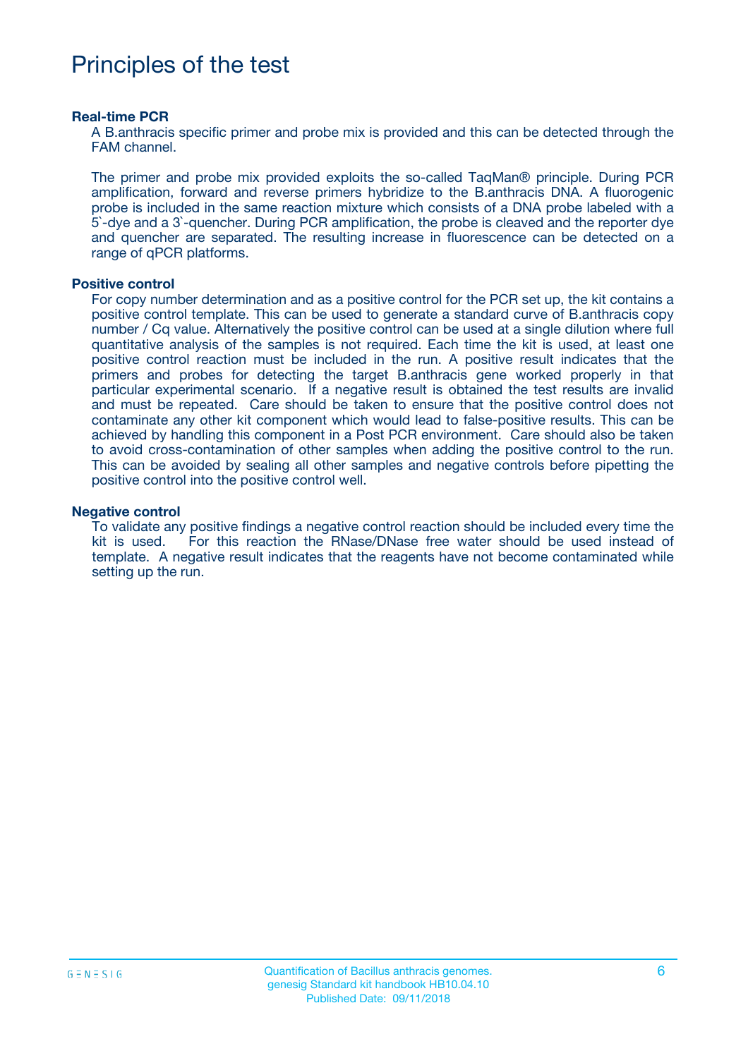# Principles of the test

### Real-time PCR

A B.anthracis specific primer and probe mix is provided and this can be detected through the FAM channel.

The primer and probe mix provided exploits the so-called TaqMan® principle. During PCR amplification, forward and reverse primers hybridize to the B.anthracis DNA. A fluorogenic probe is included in the same reaction mixture which consists of a DNA probe labeled with a 5`-dye and a 3`-quencher. During PCR amplification, the probe is cleaved and the reporter dye and quencher are separated. The resulting increase in fluorescence can be detected on a range of qPCR platforms.

### Positive control

For copy number determination and as a positive control for the PCR set up, the kit contains a positive control template. This can be used to generate a standard curve of B.anthracis copy number / Cq value. Alternatively the positive control can be used at a single dilution where full quantitative analysis of the samples is not required. Each time the kit is used, at least one positive control reaction must be included in the run. A positive result indicates that the primers and probes for detecting the target B.anthracis gene worked properly in that particular experimental scenario. If a negative result is obtained the test results are invalid and must be repeated. Care should be taken to ensure that the positive control does not contaminate any other kit component which would lead to false-positive results. This can be achieved by handling this component in a Post PCR environment. Care should also be taken to avoid cross-contamination of other samples when adding the positive control to the run. This can be avoided by sealing all other samples and negative controls before pipetting the positive control into the positive control well.

### Negative control

To validate any positive findings a negative control reaction should be included every time the kit is used. For this reaction the RNase/DNase free water should be used instead of template. A negative result indicates that the reagents have not become contaminated while setting up the run.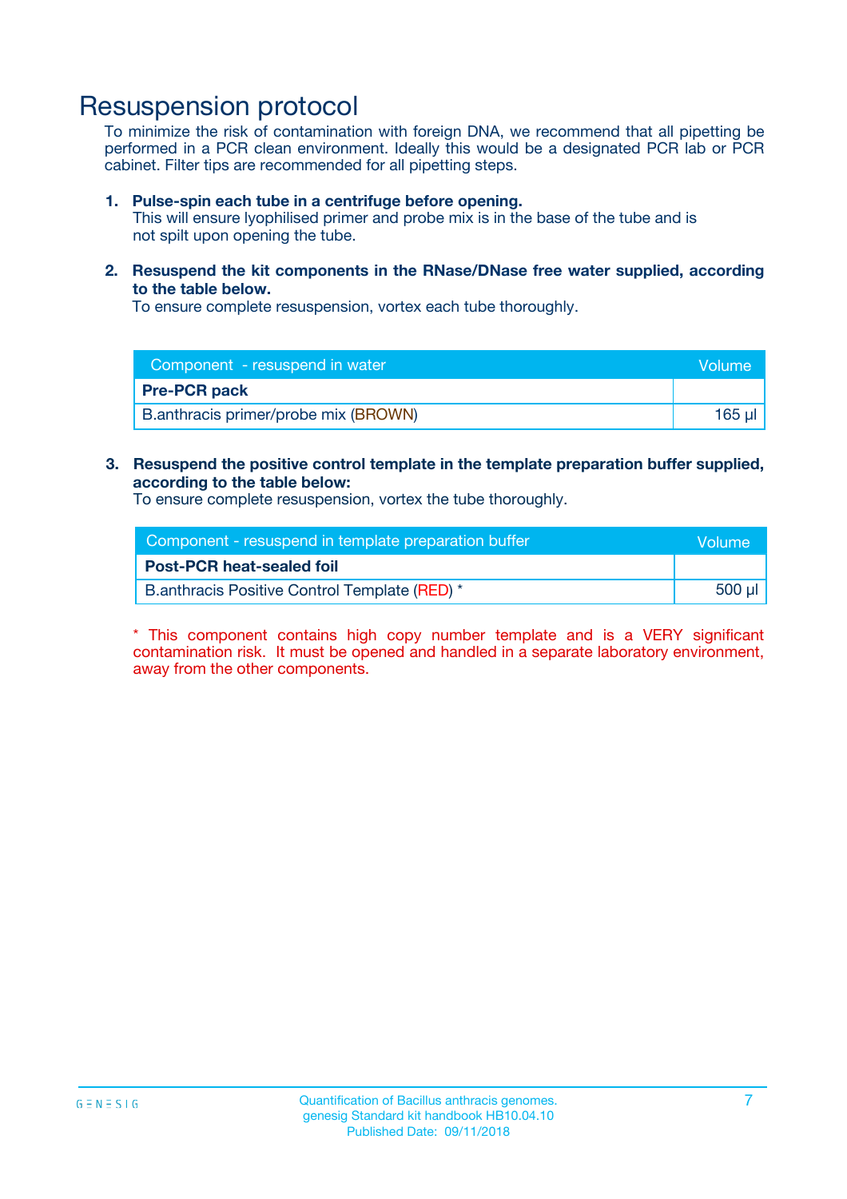# Resuspension protocol

To minimize the risk of contamination with foreign DNA, we recommend that all pipetting be performed in a PCR clean environment. Ideally this would be a designated PCR lab or PCR cabinet. Filter tips are recommended for all pipetting steps.

1. **Pulse-spin each tube in a centrifuge before opening.**
   This will ensure lyophilised primer and probe mix is in the base of the tube and is not spilt upon opening the tube.

2. **Resuspend the kit components in the RNase/DNase free water supplied, according to the table below.**
   To ensure complete resuspension, vortex each tube thoroughly.

| Component - resuspend in water | Volume |
|---|---|
| **Pre-PCR pack** | |
| B.anthracis primer/probe mix (BROWN) | 165 µl |

3. **Resuspend the positive control template in the template preparation buffer supplied, according to the table below:**
   To ensure complete resuspension, vortex the tube thoroughly.

| Component - resuspend in template preparation buffer | Volume |
|---|---|
| **Post-PCR heat-sealed foil** | |
| B.anthracis Positive Control Template (RED) * | 500 µl |

* This component contains high copy number template and is a VERY significant contamination risk. It must be opened and handled in a separate laboratory environment, away from the other components.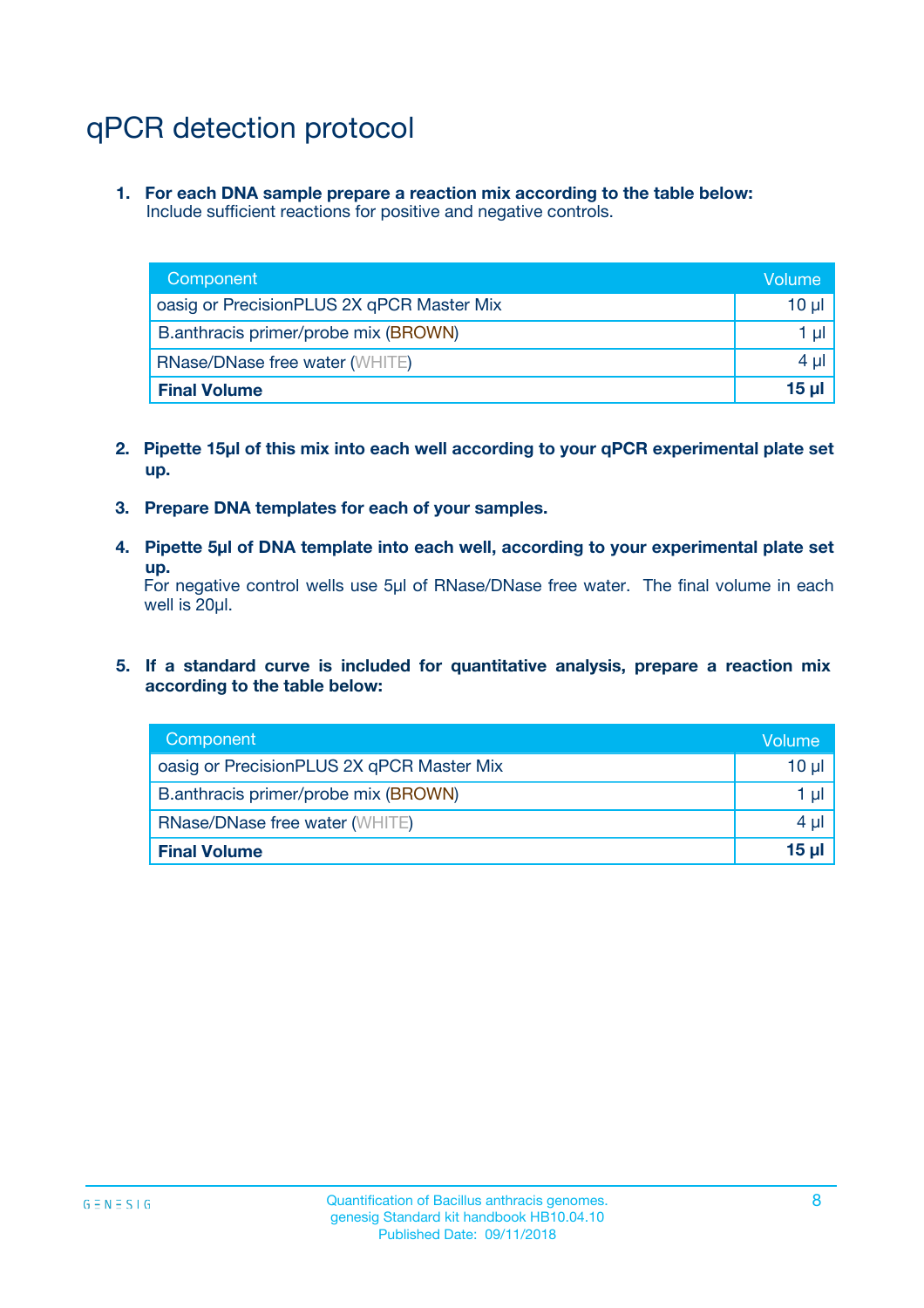# qPCR detection protocol

1. **For each DNA sample prepare a reaction mix according to the table below:**
   Include sufficient reactions for positive and negative controls.

| Component | Volume |
|---|---|
| oasig or PrecisionPLUS 2X qPCR Master Mix | 10 µl |
| B.anthracis primer/probe mix (BROWN) | 1 µl |
| RNase/DNase free water (WHITE) | 4 µl |
| **Final Volume** | **15 µl** |

2. **Pipette 15µl of this mix into each well according to your qPCR experimental plate set up.**

3. **Prepare DNA templates for each of your samples.**

4. **Pipette 5µl of DNA template into each well, according to your experimental plate set up.**
   For negative control wells use 5µl of RNase/DNase free water. The final volume in each well is 20µl.

5. **If a standard curve is included for quantitative analysis, prepare a reaction mix according to the table below:**

| Component | Volume |
|---|---|
| oasig or PrecisionPLUS 2X qPCR Master Mix | 10 µl |
| B.anthracis primer/probe mix (BROWN) | 1 µl |
| RNase/DNase free water (WHITE) | 4 µl |
| **Final Volume** | **15 µl** |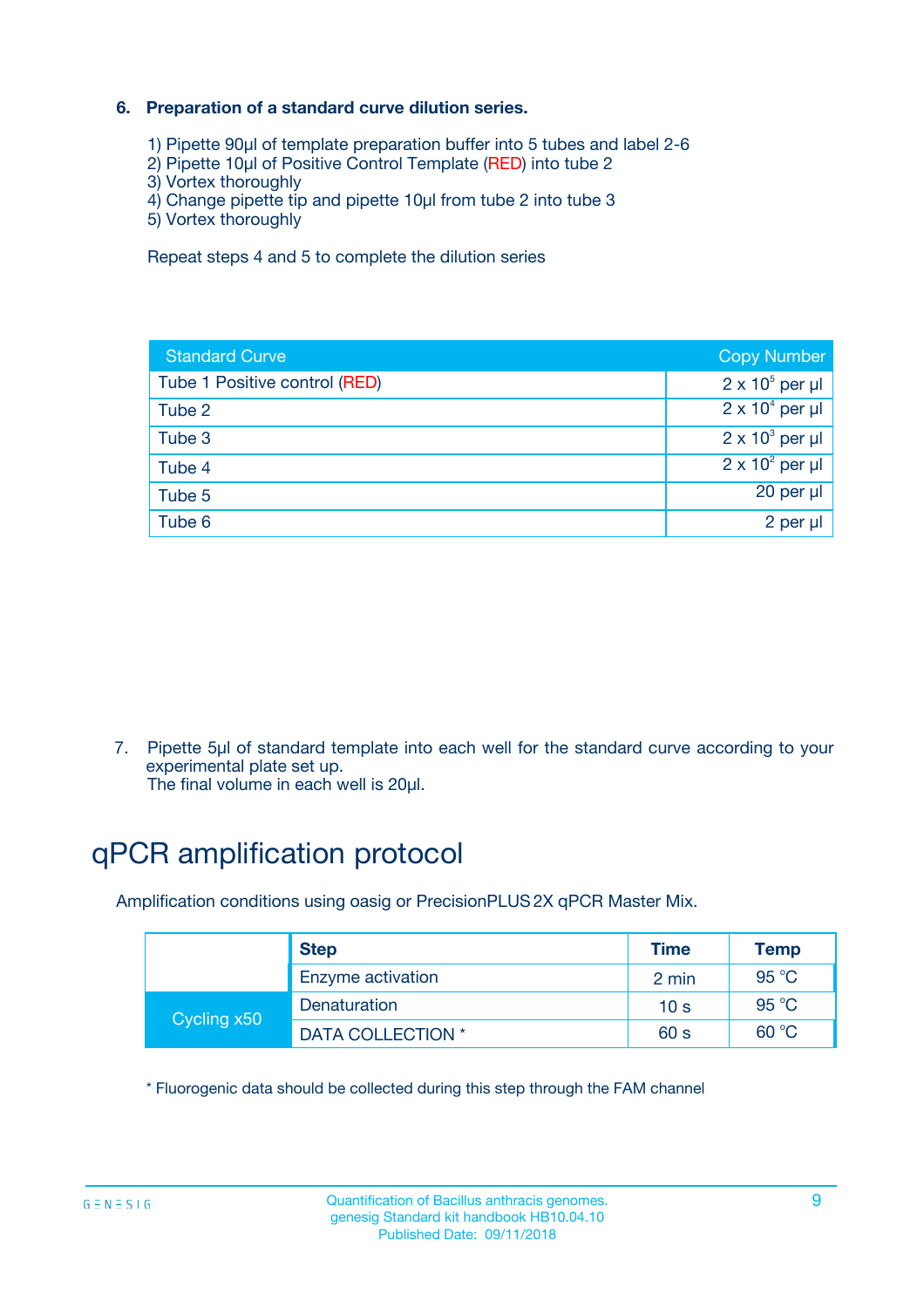### 6. Preparation of a standard curve dilution series.

1) Pipette 90µl of template preparation buffer into 5 tubes and label 2-6
2) Pipette 10µl of Positive Control Template (RED) into tube 2
3) Vortex thoroughly
4) Change pipette tip and pipette 10µl from tube 2 into tube 3
5) Vortex thoroughly

Repeat steps 4 and 5 to complete the dilution series

| Standard Curve | Copy Number |
|---|---|
| Tube 1 Positive control (RED) | $2 \times 10^5$ per µl |
| Tube 2 | $2 \times 10^4$ per µl |
| Tube 3 | $2 \times 10^3$ per µl |
| Tube 4 | $2 \times 10^2$ per µl |
| Tube 5 | 20 per µl |
| Tube 6 | 2 per µl |

7. Pipette 5µl of standard template into each well for the standard curve according to your experimental plate set up.
The final volume in each well is 20µl.

# qPCR amplification protocol

Amplification conditions using oasig or PrecisionPLUS 2X qPCR Master Mix.

| | Step | Time | Temp |
|---|---|---|---|
| | Enzyme activation | 2 min | 95 °C |
| Cycling x50 | Denaturation | 10 s | 95 °C |
| | DATA COLLECTION * | 60 s | 60 °C |

* Fluorogenic data should be collected during this step through the FAM channel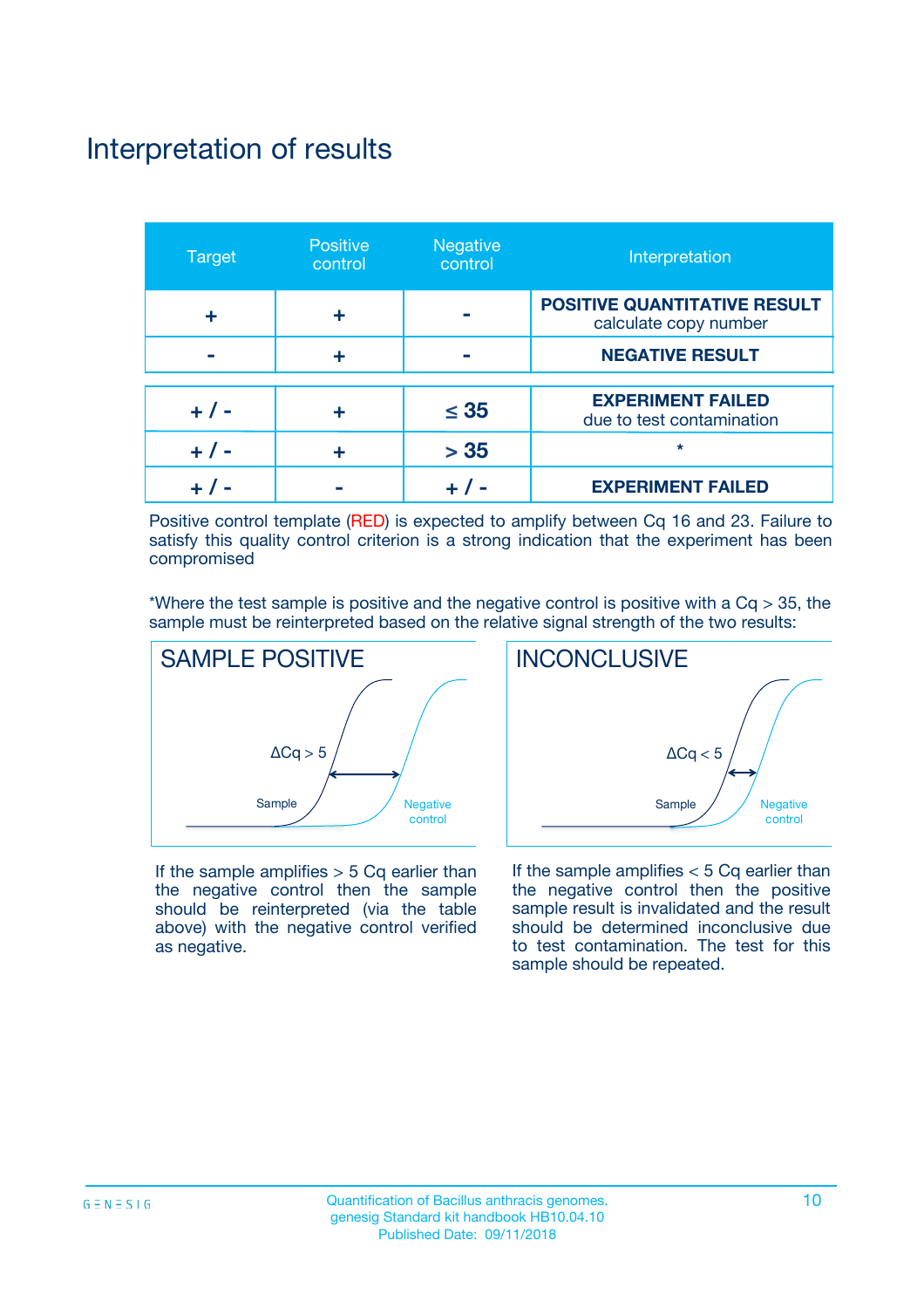# Interpretation of results

| Target | Positive control | Negative control | Interpretation |
|---|---|---|---|
| + | + | - | **POSITIVE QUANTITATIVE RESULT** calculate copy number |
| - | + | - | **NEGATIVE RESULT** |
| + / - | + | ≤ 35 | **EXPERIMENT FAILED** due to test contamination |
| + / - | + | > 35 | * |
| + / - | - | + / - | **EXPERIMENT FAILED** |

Positive control template (RED) is expected to amplify between Cq 16 and 23. Failure to satisfy this quality control criterion is a strong indication that the experiment has been compromised

*Where the test sample is positive and the negative control is positive with a Cq > 35, the sample must be reinterpreted based on the relative signal strength of the two results:

SAMPLE POSITIVE

ΔCq > 5

Sample

Negative control

If the sample amplifies > 5 Cq earlier than the negative control then the sample should be reinterpreted (via the table above) with the negative control verified as negative.

INCONCLUSIVE

ΔCq < 5

Sample

Negative control

If the sample amplifies < 5 Cq earlier than the negative control then the positive sample result is invalidated and the result should be determined inconclusive due to test contamination. The test for this sample should be repeated.